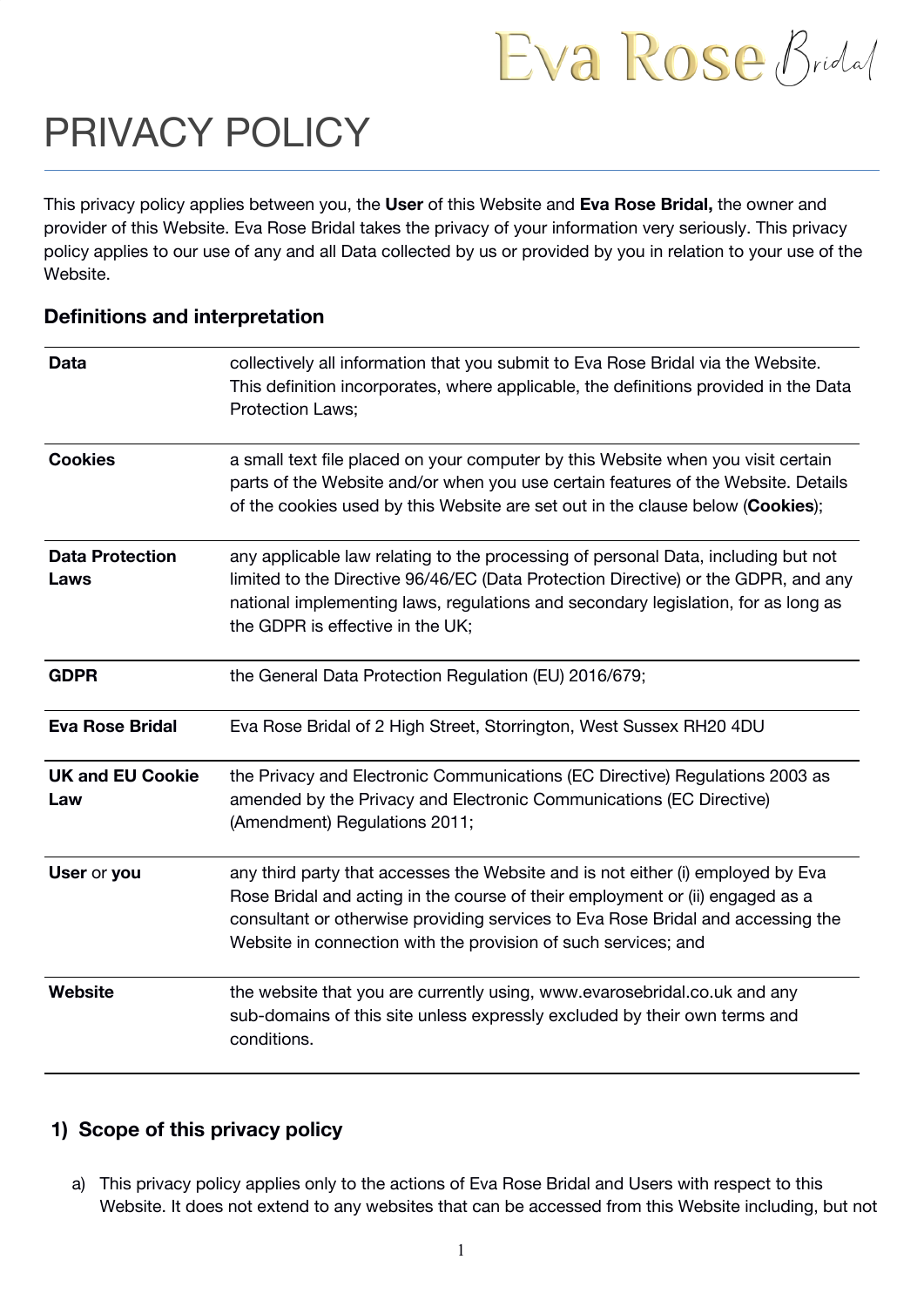Eva Rose Bridal

# PRIVACY POLICY

This privacy policy applies between you, the **User** of this Website and **Eva Rose Bridal,** the owner and provider of this Website. Eva Rose Bridal takes the privacy of your information very seriously. This privacy policy applies to our use of any and all Data collected by us or provided by you in relation to your use of the Website.

## Definitions and interpretation

| | |
|---|---|
| **Data** | collectively all information that you submit to Eva Rose Bridal via the Website. This definition incorporates, where applicable, the definitions provided in the Data Protection Laws; |
| **Cookies** | a small text file placed on your computer by this Website when you visit certain parts of the Website and/or when you use certain features of the Website. Details of the cookies used by this Website are set out in the clause below (**Cookies**); |
| **Data Protection Laws** | any applicable law relating to the processing of personal Data, including but not limited to the Directive 96/46/EC (Data Protection Directive) or the GDPR, and any national implementing laws, regulations and secondary legislation, for as long as the GDPR is effective in the UK; |
| **GDPR** | the General Data Protection Regulation (EU) 2016/679; |
| **Eva Rose Bridal** | Eva Rose Bridal of 2 High Street, Storrington, West Sussex RH20 4DU |
| **UK and EU Cookie Law** | the Privacy and Electronic Communications (EC Directive) Regulations 2003 as amended by the Privacy and Electronic Communications (EC Directive) (Amendment) Regulations 2011; |
| **User** or **you** | any third party that accesses the Website and is not either (i) employed by Eva Rose Bridal and acting in the course of their employment or (ii) engaged as a consultant or otherwise providing services to Eva Rose Bridal and accessing the Website in connection with the provision of such services; and |
| **Website** | the website that you are currently using, www.evarosebridal.co.uk and any sub-domains of this site unless expressly excluded by their own terms and conditions. |

## 1) Scope of this privacy policy

a) This privacy policy applies only to the actions of Eva Rose Bridal and Users with respect to this Website. It does not extend to any websites that can be accessed from this Website including, but not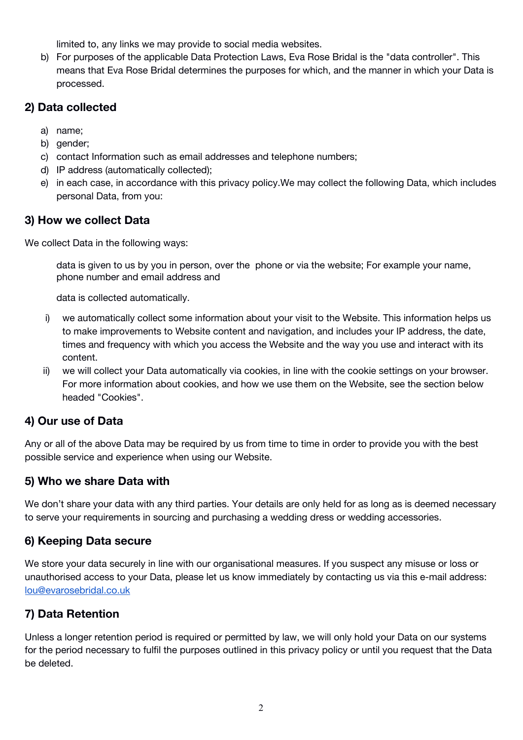limited to, any links we may provide to social media websites.

b) For purposes of the applicable Data Protection Laws, Eva Rose Bridal is the "data controller". This means that Eva Rose Bridal determines the purposes for which, and the manner in which your Data is processed.

## 2) Data collected

a) name;
b) gender;
c) contact Information such as email addresses and telephone numbers;
d) IP address (automatically collected);
e) in each case, in accordance with this privacy policy.We may collect the following Data, which includes personal Data, from you:

## 3) How we collect Data

We collect Data in the following ways:

data is given to us by you in person, over the  phone or via the website; For example your name, phone number and email address and

data is collected automatically.

i) we automatically collect some information about your visit to the Website. This information helps us to make improvements to Website content and navigation, and includes your IP address, the date, times and frequency with which you access the Website and the way you use and interact with its content.

ii) we will collect your Data automatically via cookies, in line with the cookie settings on your browser. For more information about cookies, and how we use them on the Website, see the section below headed "Cookies".

## 4) Our use of Data

Any or all of the above Data may be required by us from time to time in order to provide you with the best possible service and experience when using our Website.

## 5) Who we share Data with

We don't share your data with any third parties. Your details are only held for as long as is deemed necessary to serve your requirements in sourcing and purchasing a wedding dress or wedding accessories.

## 6) Keeping Data secure

We store your data securely in line with our organisational measures. If you suspect any misuse or loss or unauthorised access to your Data, please let us know immediately by contacting us via this e-mail address: [lou@evarosebridal.co.uk](mailto:lou@evarosebridal.co.uk)

## 7) Data Retention

Unless a longer retention period is required or permitted by law, we will only hold your Data on our systems for the period necessary to fulfil the purposes outlined in this privacy policy or until you request that the Data be deleted.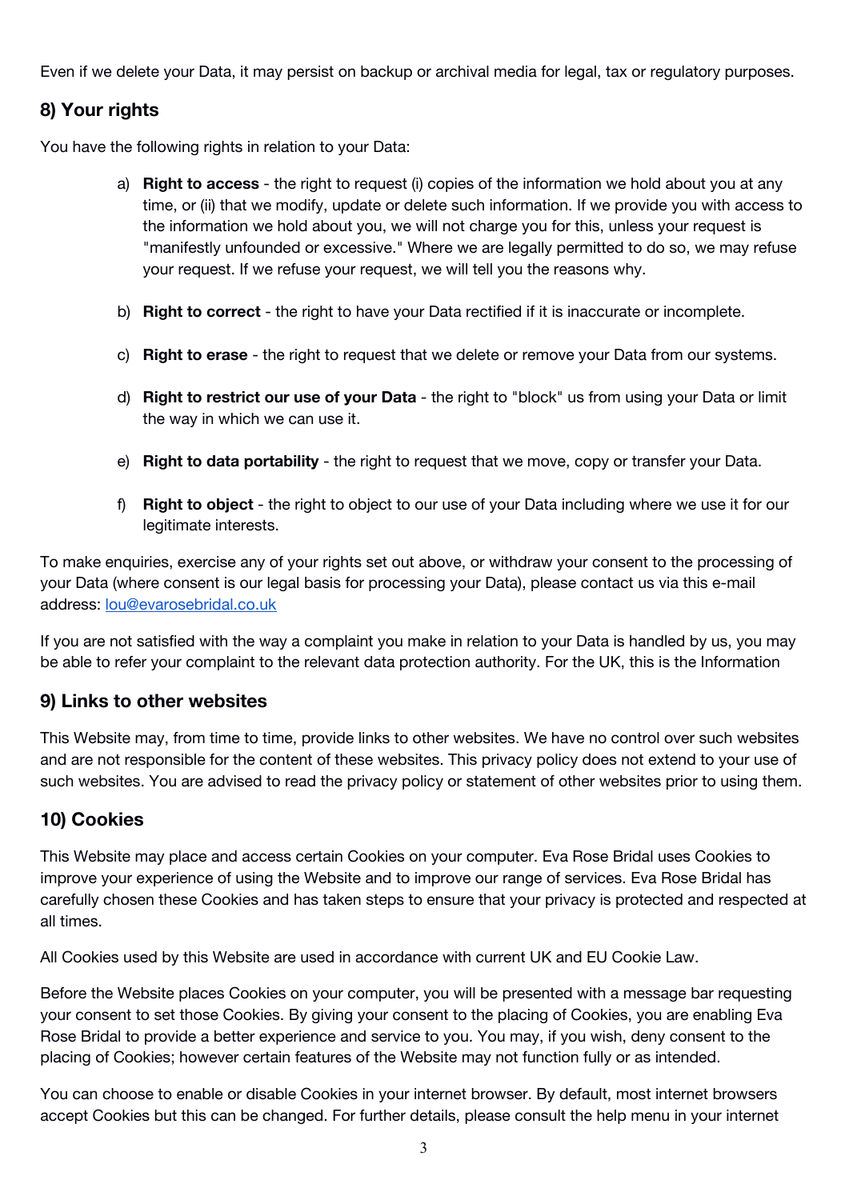Even if we delete your Data, it may persist on backup or archival media for legal, tax or regulatory purposes.

## 8) Your rights

You have the following rights in relation to your Data:

a) **Right to access** - the right to request (i) copies of the information we hold about you at any time, or (ii) that we modify, update or delete such information. If we provide you with access to the information we hold about you, we will not charge you for this, unless your request is "manifestly unfounded or excessive." Where we are legally permitted to do so, we may refuse your request. If we refuse your request, we will tell you the reasons why.

b) **Right to correct** - the right to have your Data rectified if it is inaccurate or incomplete.

c) **Right to erase** - the right to request that we delete or remove your Data from our systems.

d) **Right to restrict our use of your Data** - the right to "block" us from using your Data or limit the way in which we can use it.

e) **Right to data portability** - the right to request that we move, copy or transfer your Data.

f) **Right to object** - the right to object to our use of your Data including where we use it for our legitimate interests.

To make enquiries, exercise any of your rights set out above, or withdraw your consent to the processing of your Data (where consent is our legal basis for processing your Data), please contact us via this e-mail address: lou@evarosebridal.co.uk

If you are not satisfied with the way a complaint you make in relation to your Data is handled by us, you may be able to refer your complaint to the relevant data protection authority. For the UK, this is the Information

## 9) Links to other websites

This Website may, from time to time, provide links to other websites. We have no control over such websites and are not responsible for the content of these websites. This privacy policy does not extend to your use of such websites. You are advised to read the privacy policy or statement of other websites prior to using them.

## 10) Cookies

This Website may place and access certain Cookies on your computer. Eva Rose Bridal uses Cookies to improve your experience of using the Website and to improve our range of services. Eva Rose Bridal has carefully chosen these Cookies and has taken steps to ensure that your privacy is protected and respected at all times.

All Cookies used by this Website are used in accordance with current UK and EU Cookie Law.

Before the Website places Cookies on your computer, you will be presented with a message bar requesting your consent to set those Cookies. By giving your consent to the placing of Cookies, you are enabling Eva Rose Bridal to provide a better experience and service to you. You may, if you wish, deny consent to the placing of Cookies; however certain features of the Website may not function fully or as intended.

You can choose to enable or disable Cookies in your internet browser. By default, most internet browsers accept Cookies but this can be changed. For further details, please consult the help menu in your internet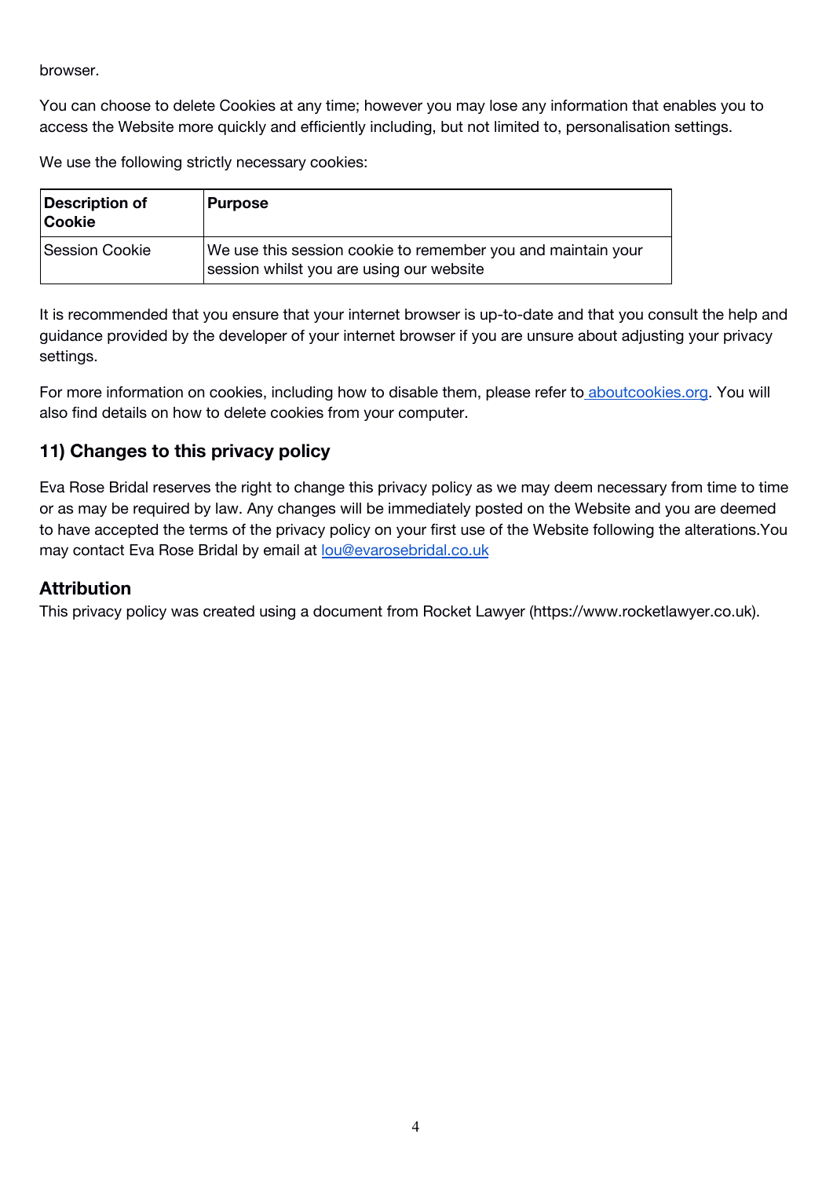browser.

You can choose to delete Cookies at any time; however you may lose any information that enables you to access the Website more quickly and efficiently including, but not limited to, personalisation settings.

We use the following strictly necessary cookies:

| Description of Cookie | Purpose |
| --- | --- |
| Session Cookie | We use this session cookie to remember you and maintain your session whilst you are using our website |

It is recommended that you ensure that your internet browser is up-to-date and that you consult the help and guidance provided by the developer of your internet browser if you are unsure about adjusting your privacy settings.

For more information on cookies, including how to disable them, please refer to [aboutcookies.org](aboutcookies.org). You will also find details on how to delete cookies from your computer.

## 11) Changes to this privacy policy

Eva Rose Bridal reserves the right to change this privacy policy as we may deem necessary from time to time or as may be required by law. Any changes will be immediately posted on the Website and you are deemed to have accepted the terms of the privacy policy on your first use of the Website following the alterations.You may contact Eva Rose Bridal by email at [lou@evarosebridal.co.uk](mailto:lou@evarosebridal.co.uk)

## Attribution

This privacy policy was created using a document from Rocket Lawyer (https://www.rocketlawyer.co.uk).